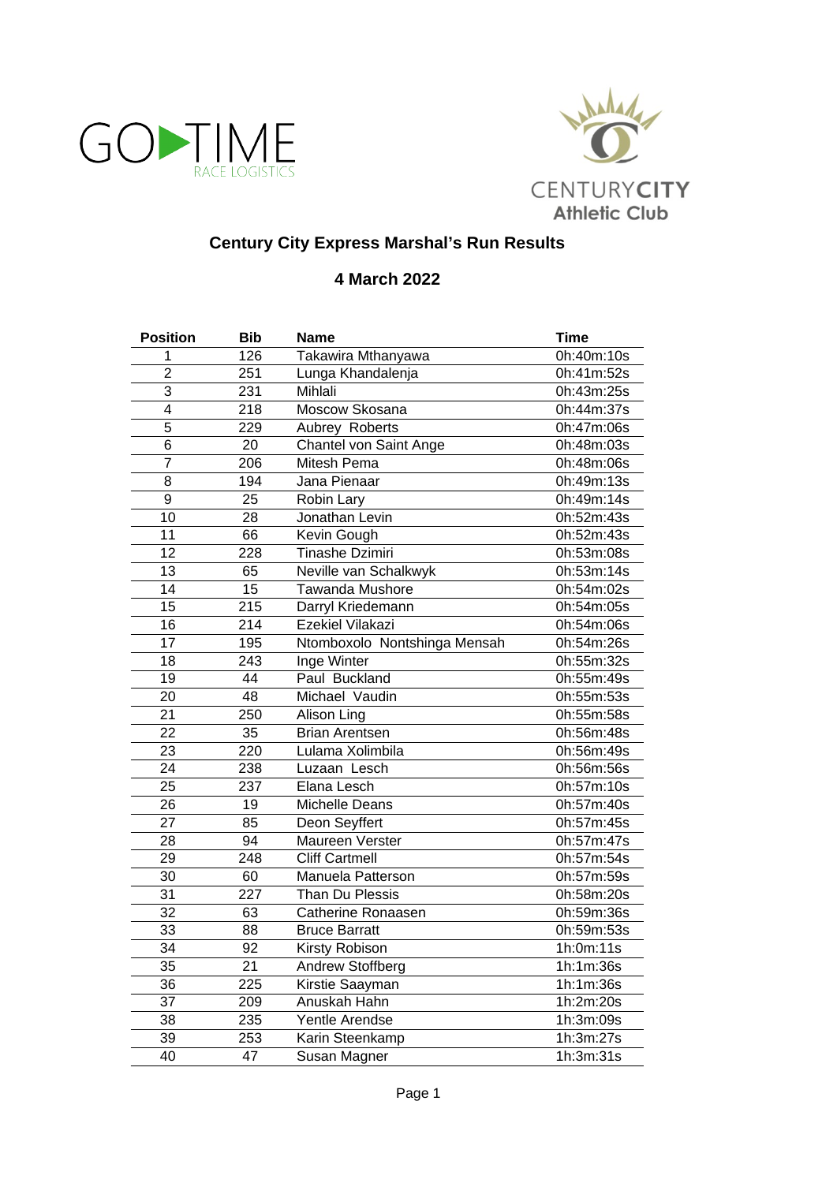# Century City Express Marshal's Run Results

## 4 March 2022

| Position | Bib | Name | Time |
|---|---|---|---|
| 1 | 126 | Takawira Mthanyawa | 0h:40m:10s |
| 2 | 251 | Lunga Khandalenja | 0h:41m:52s |
| 3 | 231 | Mihlali | 0h:43m:25s |
| 4 | 218 | Moscow Skosana | 0h:44m:37s |
| 5 | 229 | Aubrey Roberts | 0h:47m:06s |
| 6 | 20 | Chantel von Saint Ange | 0h:48m:03s |
| 7 | 206 | Mitesh Pema | 0h:48m:06s |
| 8 | 194 | Jana Pienaar | 0h:49m:13s |
| 9 | 25 | Robin Lary | 0h:49m:14s |
| 10 | 28 | Jonathan Levin | 0h:52m:43s |
| 11 | 66 | Kevin Gough | 0h:52m:43s |
| 12 | 228 | Tinashe Dzimiri | 0h:53m:08s |
| 13 | 65 | Neville van Schalkwyk | 0h:53m:14s |
| 14 | 15 | Tawanda Mushore | 0h:54m:02s |
| 15 | 215 | Darryl Kriedemann | 0h:54m:05s |
| 16 | 214 | Ezekiel Vilakazi | 0h:54m:06s |
| 17 | 195 | Ntomboxolo Nontshinga Mensah | 0h:54m:26s |
| 18 | 243 | Inge Winter | 0h:55m:32s |
| 19 | 44 | Paul Buckland | 0h:55m:49s |
| 20 | 48 | Michael Vaudin | 0h:55m:53s |
| 21 | 250 | Alison Ling | 0h:55m:58s |
| 22 | 35 | Brian Arentsen | 0h:56m:48s |
| 23 | 220 | Lulama Xolimbila | 0h:56m:49s |
| 24 | 238 | Luzaan Lesch | 0h:56m:56s |
| 25 | 237 | Elana Lesch | 0h:57m:10s |
| 26 | 19 | Michelle Deans | 0h:57m:40s |
| 27 | 85 | Deon Seyffert | 0h:57m:45s |
| 28 | 94 | Maureen Verster | 0h:57m:47s |
| 29 | 248 | Cliff Cartmell | 0h:57m:54s |
| 30 | 60 | Manuela Patterson | 0h:57m:59s |
| 31 | 227 | Than Du Plessis | 0h:58m:20s |
| 32 | 63 | Catherine Ronaasen | 0h:59m:36s |
| 33 | 88 | Bruce Barratt | 0h:59m:53s |
| 34 | 92 | Kirsty Robison | 1h:0m:11s |
| 35 | 21 | Andrew Stoffberg | 1h:1m:36s |
| 36 | 225 | Kirstie Saayman | 1h:1m:36s |
| 37 | 209 | Anuskah Hahn | 1h:2m:20s |
| 38 | 235 | Yentle Arendse | 1h:3m:09s |
| 39 | 253 | Karin Steenkamp | 1h:3m:27s |
| 40 | 47 | Susan Magner | 1h:3m:31s |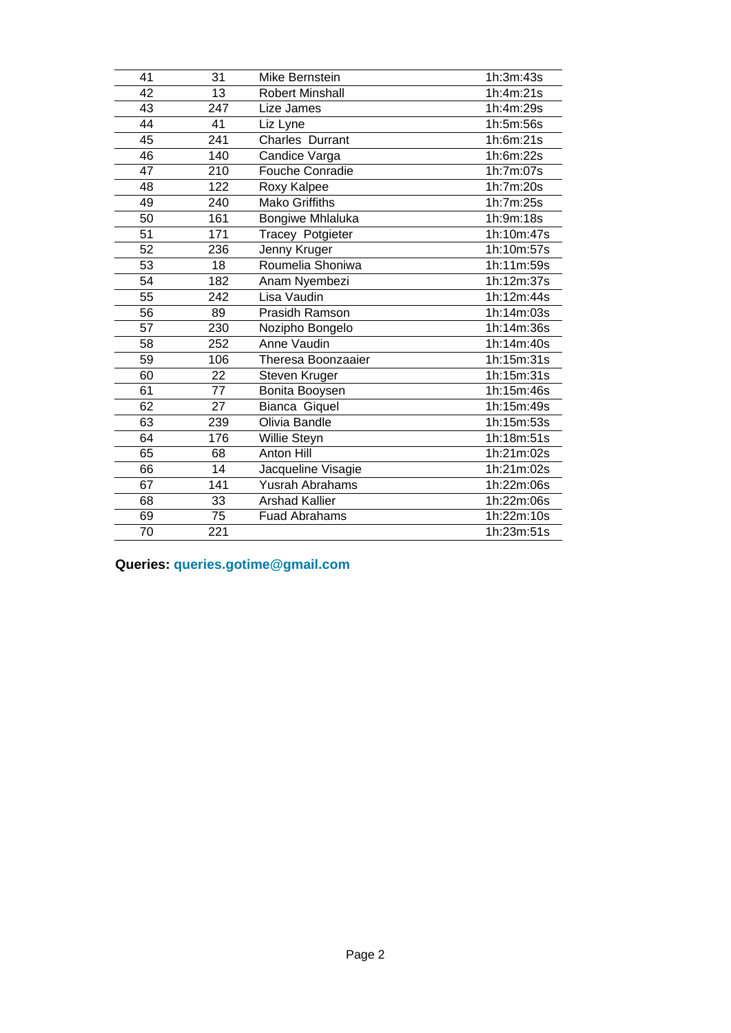| | | | |
|---|---|---|---|
| 41 | 31 | Mike Bernstein | 1h:3m:43s |
| 42 | 13 | Robert Minshall | 1h:4m:21s |
| 43 | 247 | Lize James | 1h:4m:29s |
| 44 | 41 | Liz Lyne | 1h:5m:56s |
| 45 | 241 | Charles Durrant | 1h:6m:21s |
| 46 | 140 | Candice Varga | 1h:6m:22s |
| 47 | 210 | Fouche Conradie | 1h:7m:07s |
| 48 | 122 | Roxy Kalpee | 1h:7m:20s |
| 49 | 240 | Mako Griffiths | 1h:7m:25s |
| 50 | 161 | Bongiwe Mhlaluka | 1h:9m:18s |
| 51 | 171 | Tracey Potgieter | 1h:10m:47s |
| 52 | 236 | Jenny Kruger | 1h:10m:57s |
| 53 | 18 | Roumelia Shoniwa | 1h:11m:59s |
| 54 | 182 | Anam Nyembezi | 1h:12m:37s |
| 55 | 242 | Lisa Vaudin | 1h:12m:44s |
| 56 | 89 | Prasidh Ramson | 1h:14m:03s |
| 57 | 230 | Nozipho Bongelo | 1h:14m:36s |
| 58 | 252 | Anne Vaudin | 1h:14m:40s |
| 59 | 106 | Theresa Boonzaaier | 1h:15m:31s |
| 60 | 22 | Steven Kruger | 1h:15m:31s |
| 61 | 77 | Bonita Booysen | 1h:15m:46s |
| 62 | 27 | Bianca Giquel | 1h:15m:49s |
| 63 | 239 | Olivia Bandle | 1h:15m:53s |
| 64 | 176 | Willie Steyn | 1h:18m:51s |
| 65 | 68 | Anton Hill | 1h:21m:02s |
| 66 | 14 | Jacqueline Visagie | 1h:21m:02s |
| 67 | 141 | Yusrah Abrahams | 1h:22m:06s |
| 68 | 33 | Arshad Kallier | 1h:22m:06s |
| 69 | 75 | Fuad Abrahams | 1h:22m:10s |
| 70 | 221 | | 1h:23m:51s |

**Queries: queries.gotime@gmail.com**